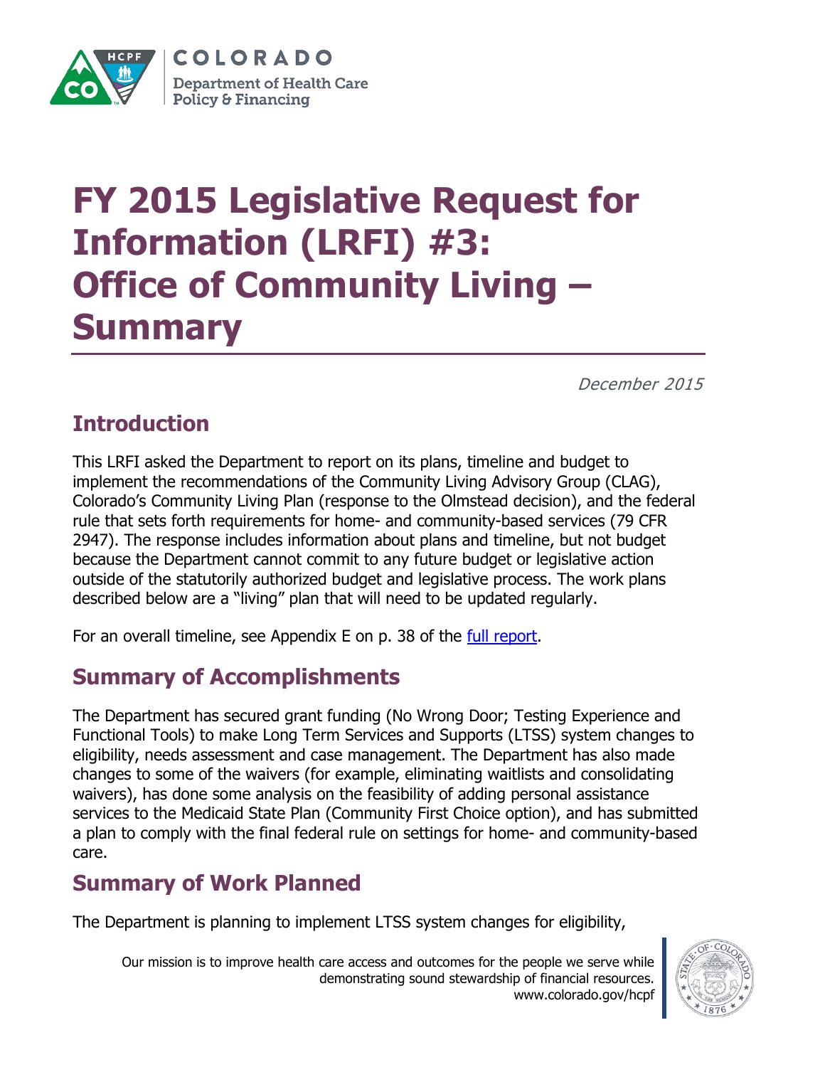COLORADO

Department of Health Care Policy & Financing

# FY 2015 Legislative Request for Information (LRFI) #3: Office of Community Living – Summary

*December 2015*

## Introduction

This LRFI asked the Department to report on its plans, timeline and budget to implement the recommendations of the Community Living Advisory Group (CLAG), Colorado's Community Living Plan (response to the Olmstead decision), and the federal rule that sets forth requirements for home- and community-based services (79 CFR 2947). The response includes information about plans and timeline, but not budget because the Department cannot commit to any future budget or legislative action outside of the statutorily authorized budget and legislative process. The work plans described below are a "living" plan that will need to be updated regularly.

For an overall timeline, see Appendix E on p. 38 of the full report.

## Summary of Accomplishments

The Department has secured grant funding (No Wrong Door; Testing Experience and Functional Tools) to make Long Term Services and Supports (LTSS) system changes to eligibility, needs assessment and case management. The Department has also made changes to some of the waivers (for example, eliminating waitlists and consolidating waivers), has done some analysis on the feasibility of adding personal assistance services to the Medicaid State Plan (Community First Choice option), and has submitted a plan to comply with the final federal rule on settings for home- and community-based care.

## Summary of Work Planned

The Department is planning to implement LTSS system changes for eligibility,

Our mission is to improve health care access and outcomes for the people we serve while demonstrating sound stewardship of financial resources.
www.colorado.gov/hcpf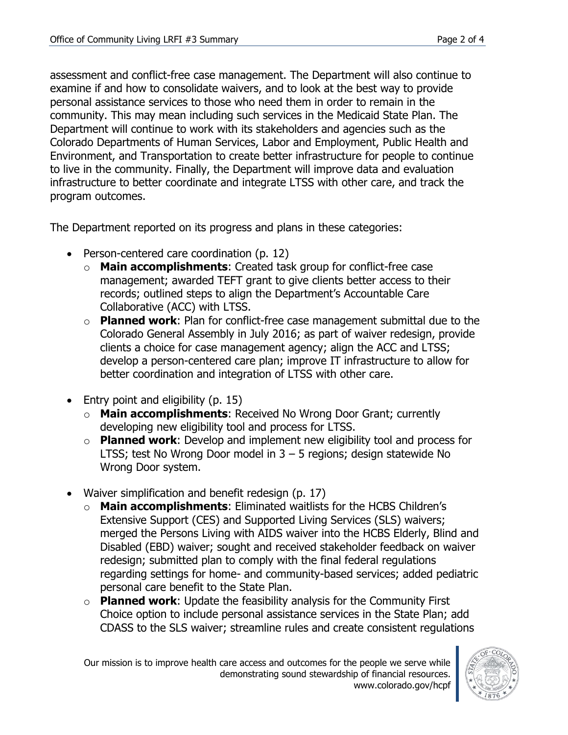assessment and conflict-free case management. The Department will also continue to examine if and how to consolidate waivers, and to look at the best way to provide personal assistance services to those who need them in order to remain in the community. This may mean including such services in the Medicaid State Plan. The Department will continue to work with its stakeholders and agencies such as the Colorado Departments of Human Services, Labor and Employment, Public Health and Environment, and Transportation to create better infrastructure for people to continue to live in the community. Finally, the Department will improve data and evaluation infrastructure to better coordinate and integrate LTSS with other care, and track the program outcomes.

The Department reported on its progress and plans in these categories:

- Person-centered care coordination (p. 12)
  - **Main accomplishments**: Created task group for conflict-free case management; awarded TEFT grant to give clients better access to their records; outlined steps to align the Department's Accountable Care Collaborative (ACC) with LTSS.
  - **Planned work**: Plan for conflict-free case management submittal due to the Colorado General Assembly in July 2016; as part of waiver redesign, provide clients a choice for case management agency; align the ACC and LTSS; develop a person-centered care plan; improve IT infrastructure to allow for better coordination and integration of LTSS with other care.
- Entry point and eligibility (p. 15)
  - **Main accomplishments**: Received No Wrong Door Grant; currently developing new eligibility tool and process for LTSS.
  - **Planned work**: Develop and implement new eligibility tool and process for LTSS; test No Wrong Door model in 3 – 5 regions; design statewide No Wrong Door system.
- Waiver simplification and benefit redesign (p. 17)
  - **Main accomplishments**: Eliminated waitlists for the HCBS Children's Extensive Support (CES) and Supported Living Services (SLS) waivers; merged the Persons Living with AIDS waiver into the HCBS Elderly, Blind and Disabled (EBD) waiver; sought and received stakeholder feedback on waiver redesign; submitted plan to comply with the final federal regulations regarding settings for home- and community-based services; added pediatric personal care benefit to the State Plan.
  - **Planned work**: Update the feasibility analysis for the Community First Choice option to include personal assistance services in the State Plan; add CDASS to the SLS waiver; streamline rules and create consistent regulations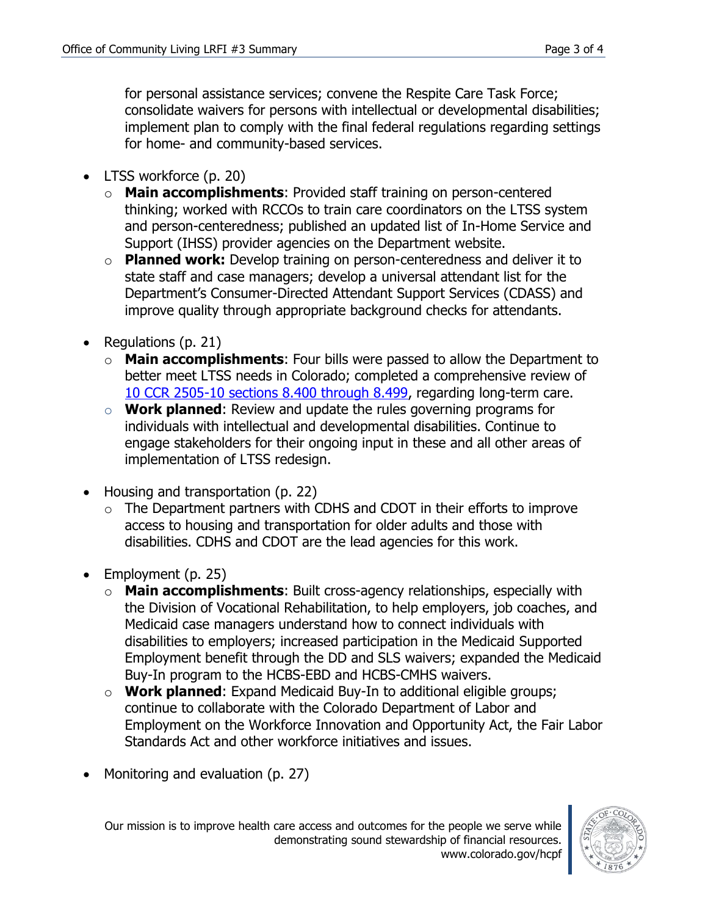for personal assistance services; convene the Respite Care Task Force; consolidate waivers for persons with intellectual or developmental disabilities; implement plan to comply with the final federal regulations regarding settings for home- and community-based services.

- LTSS workforce (p. 20)
  - **Main accomplishments**: Provided staff training on person-centered thinking; worked with RCCOs to train care coordinators on the LTSS system and person-centeredness; published an updated list of In-Home Service and Support (IHSS) provider agencies on the Department website.
  - **Planned work:** Develop training on person-centeredness and deliver it to state staff and case managers; develop a universal attendant list for the Department's Consumer-Directed Attendant Support Services (CDASS) and improve quality through appropriate background checks for attendants.
- Regulations (p. 21)
  - **Main accomplishments**: Four bills were passed to allow the Department to better meet LTSS needs in Colorado; completed a comprehensive review of 10 CCR 2505-10 sections 8.400 through 8.499, regarding long-term care.
  - **Work planned**: Review and update the rules governing programs for individuals with intellectual and developmental disabilities. Continue to engage stakeholders for their ongoing input in these and all other areas of implementation of LTSS redesign.
- Housing and transportation (p. 22)
  - The Department partners with CDHS and CDOT in their efforts to improve access to housing and transportation for older adults and those with disabilities. CDHS and CDOT are the lead agencies for this work.
- Employment (p. 25)
  - **Main accomplishments**: Built cross-agency relationships, especially with the Division of Vocational Rehabilitation, to help employers, job coaches, and Medicaid case managers understand how to connect individuals with disabilities to employers; increased participation in the Medicaid Supported Employment benefit through the DD and SLS waivers; expanded the Medicaid Buy-In program to the HCBS-EBD and HCBS-CMHS waivers.
  - **Work planned**: Expand Medicaid Buy-In to additional eligible groups; continue to collaborate with the Colorado Department of Labor and Employment on the Workforce Innovation and Opportunity Act, the Fair Labor Standards Act and other workforce initiatives and issues.
- Monitoring and evaluation (p. 27)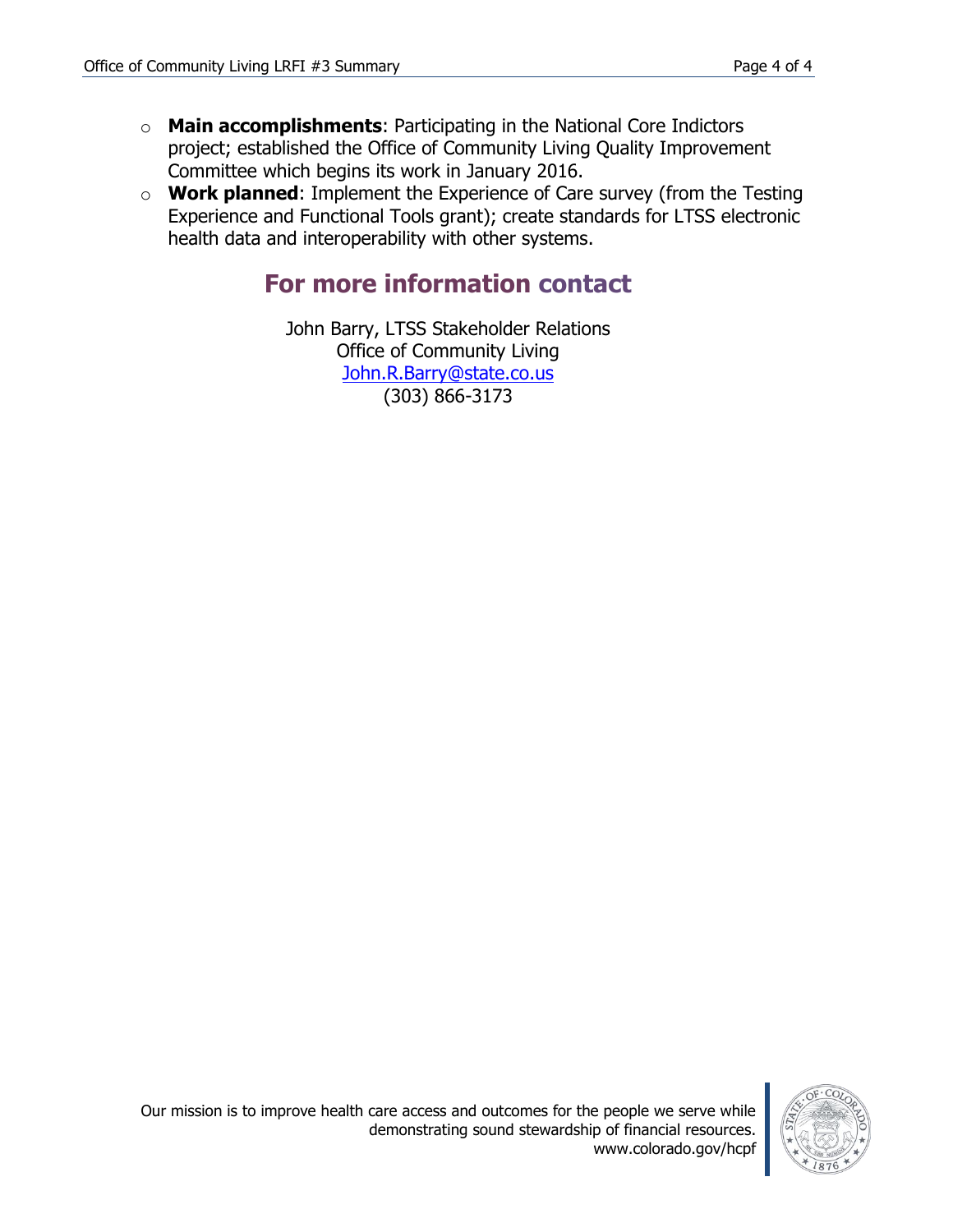- **Main accomplishments**: Participating in the National Core Indictors project; established the Office of Community Living Quality Improvement Committee which begins its work in January 2016.
- **Work planned**: Implement the Experience of Care survey (from the Testing Experience and Functional Tools grant); create standards for LTSS electronic health data and interoperability with other systems.

## For more information contact

John Barry, LTSS Stakeholder Relations
Office of Community Living
John.R.Barry@state.co.us
(303) 866-3173

Our mission is to improve health care access and outcomes for the people we serve while demonstrating sound stewardship of financial resources.
www.colorado.gov/hcpf